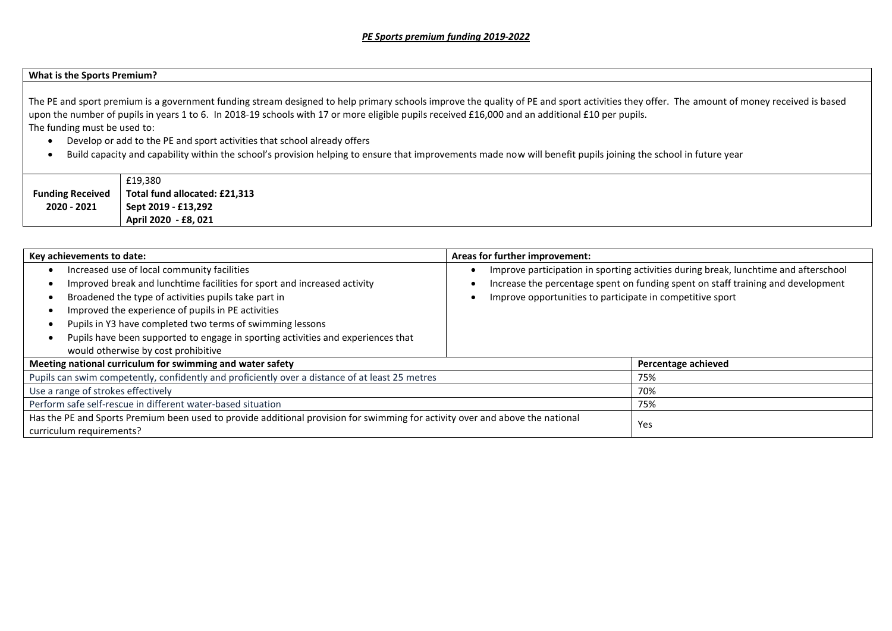***PE Sports premium funding 2019-2022***

| **What is the Sports Premium?** |
|---|
| The PE and sport premium is a government funding stream designed to help primary schools improve the quality of PE and sport activities they offer. The amount of money received is based upon the number of pupils in years 1 to 6. In 2018-19 schools with 17 or more eligible pupils received £16,000 and an additional £10 per pupils.<br>The funding must be used to:<br>• Develop or add to the PE and sport activities that school already offers<br>• Build capacity and capability within the school's provision helping to ensure that improvements made now will benefit pupils joining the school in future year |

| | |
|---|---|
| **Funding Received 2020 - 2021** | £19,380<br>**Total fund allocated: £21,313**<br>**Sept 2019 - £13,292**<br>**April 2020 - £8, 021** |

| **Key achievements to date:** | **Areas for further improvement:** |
|---|---|
| • Increased use of local community facilities<br>• Improved break and lunchtime facilities for sport and increased activity<br>• Broadened the type of activities pupils take part in<br>• Improved the experience of pupils in PE activities<br>• Pupils in Y3 have completed two terms of swimming lessons<br>• Pupils have been supported to engage in sporting activities and experiences that would otherwise by cost prohibitive | • Improve participation in sporting activities during break, lunchtime and afterschool<br>• Increase the percentage spent on funding spent on staff training and development<br>• Improve opportunities to participate in competitive sport |

| **Meeting national curriculum for swimming and water safety** | **Percentage achieved** |
|---|---|
| Pupils can swim competently, confidently and proficiently over a distance of at least 25 metres | 75% |
| Use a range of strokes effectively | 70% |
| Perform safe self-rescue in different water-based situation | 75% |
| Has the PE and Sports Premium been used to provide additional provision for swimming for activity over and above the national curriculum requirements? | Yes |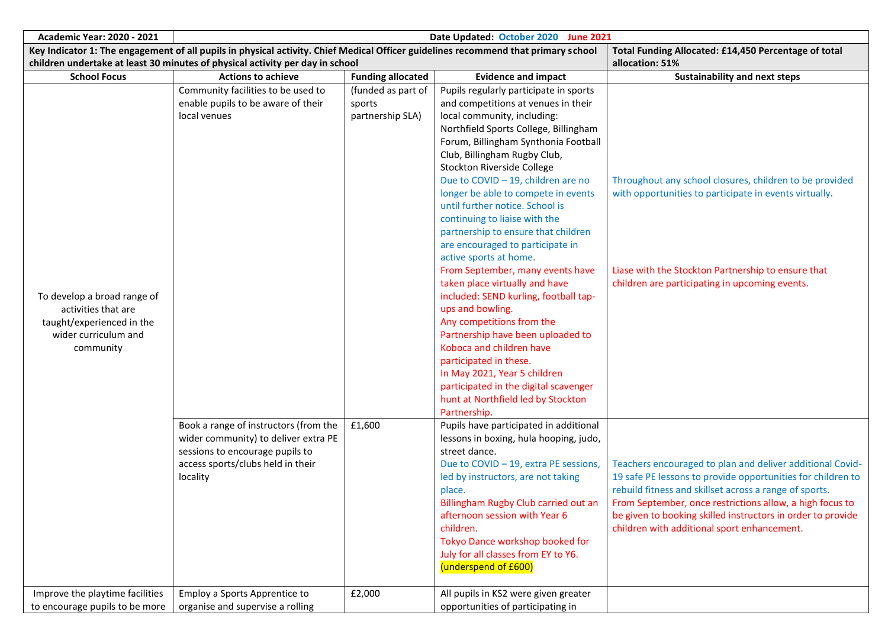| Academic Year: 2020 - 2021 | Date Updated: October 2020 June 2021 | | | |
|---|---|---|---|---|
| **Key Indicator 1: The engagement of all pupils in physical activity. Chief Medical Officer guidelines recommend that primary school children undertake at least 30 minutes of physical activity per day in school** | | | | **Total Funding Allocated: £14,450 Percentage of total allocation: 51%** |
| **School Focus** | **Actions to achieve** | **Funding allocated** | **Evidence and impact** | **Sustainability and next steps** |
| To develop a broad range of activities that are taught/experienced in the wider curriculum and community | Community facilities to be used to enable pupils to be aware of their local venues | (funded as part of sports partnership SLA) | Pupils regularly participate in sports and competitions at venues in their local community, including: Northfield Sports College, Billingham Forum, Billingham Synthonia Football Club, Billingham Rugby Club, Stockton Riverside College<br>Due to COVID – 19, children are no longer be able to compete in events until further notice. School is continuing to liaise with the partnership to ensure that children are encouraged to participate in active sports at home.<br>From September, many events have taken place virtually and have included: SEND kurling, football tap-ups and bowling.<br>Any competitions from the Partnership have been uploaded to Koboca and children have participated in these.<br>In May 2021, Year 5 children participated in the digital scavenger hunt at Northfield led by Stockton Partnership. | Throughout any school closures, children to be provided with opportunities to participate in events virtually.<br>Liase with the Stockton Partnership to ensure that children are participating in upcoming events. |
| | Book a range of instructors (from the wider community) to deliver extra PE sessions to encourage pupils to access sports/clubs held in their locality | £1,600 | Pupils have participated in additional lessons in boxing, hula hooping, judo, street dance.<br>Due to COVID – 19, extra PE sessions, led by instructors, are not taking place.<br>Billingham Rugby Club carried out an afternoon session with Year 6 children.<br>Tokyo Dance workshop booked for July for all classes from EY to Y6.<br>(underspend of £600) | Teachers encouraged to plan and deliver additional Covid-19 safe PE lessons to provide opportunities for children to rebuild fitness and skillset across a range of sports.<br>From September, once restrictions allow, a high focus to be given to booking skilled instructors in order to provide children with additional sport enhancement. |
| Improve the playtime facilities to encourage pupils to be more | Employ a Sports Apprentice to organise and supervise a rolling | £2,000 | All pupils in KS2 were given greater opportunities of participating in | |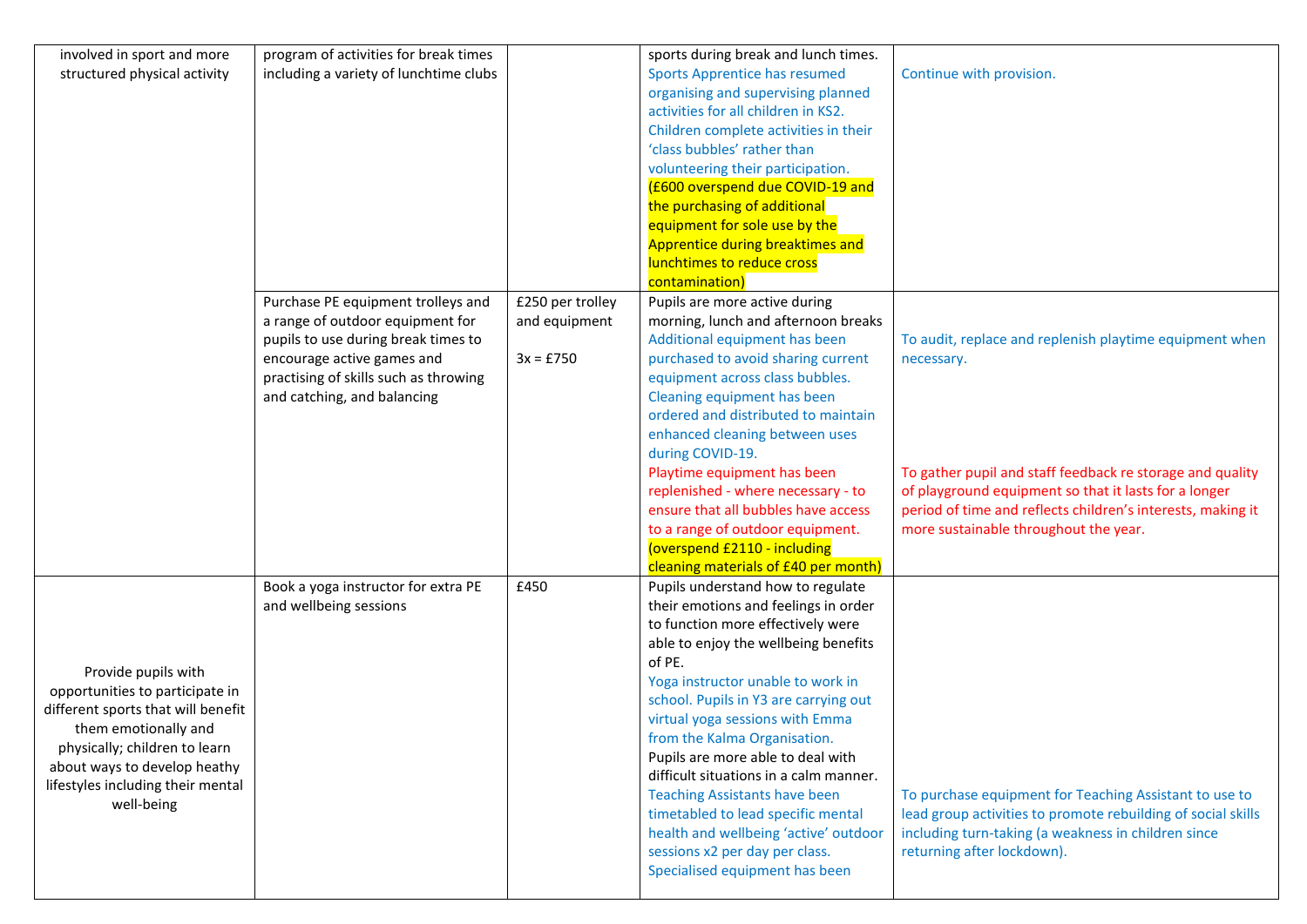| | | | | |
|---|---|---|---|---|
| involved in sport and more structured physical activity | program of activities for break times including a variety of lunchtime clubs | | sports during break and lunch times. Sports Apprentice has resumed organising and supervising planned activities for all children in KS2. Children complete activities in their 'class bubbles' rather than volunteering their participation. (£600 overspend due COVID-19 and the purchasing of additional equipment for sole use by the Apprentice during breaktimes and lunchtimes to reduce cross contamination) | Continue with provision. |
| | Purchase PE equipment trolleys and a range of outdoor equipment for pupils to use during break times to encourage active games and practising of skills such as throwing and catching, and balancing | £250 per trolley and equipment<br><br>3x = £750 | Pupils are more active during morning, lunch and afternoon breaks Additional equipment has been purchased to avoid sharing current equipment across class bubbles. Cleaning equipment has been ordered and distributed to maintain enhanced cleaning between uses during COVID-19. Playtime equipment has been replenished - where necessary - to ensure that all bubbles have access to a range of outdoor equipment. (overspend £2110 - including cleaning materials of £40 per month) | To audit, replace and replenish playtime equipment when necessary.<br><br>To gather pupil and staff feedback re storage and quality of playground equipment so that it lasts for a longer period of time and reflects children's interests, making it more sustainable throughout the year. |
| Provide pupils with opportunities to participate in different sports that will benefit them emotionally and physically; children to learn about ways to develop heathy lifestyles including their mental well-being | Book a yoga instructor for extra PE and wellbeing sessions | £450 | Pupils understand how to regulate their emotions and feelings in order to function more effectively were able to enjoy the wellbeing benefits of PE. Yoga instructor unable to work in school. Pupils in Y3 are carrying out virtual yoga sessions with Emma from the Kalma Organisation. Pupils are more able to deal with difficult situations in a calm manner. Teaching Assistants have been timetabled to lead specific mental health and wellbeing 'active' outdoor sessions x2 per day per class. Specialised equipment has been | To purchase equipment for Teaching Assistant to use to lead group activities to promote rebuilding of social skills including turn-taking (a weakness in children since returning after lockdown). |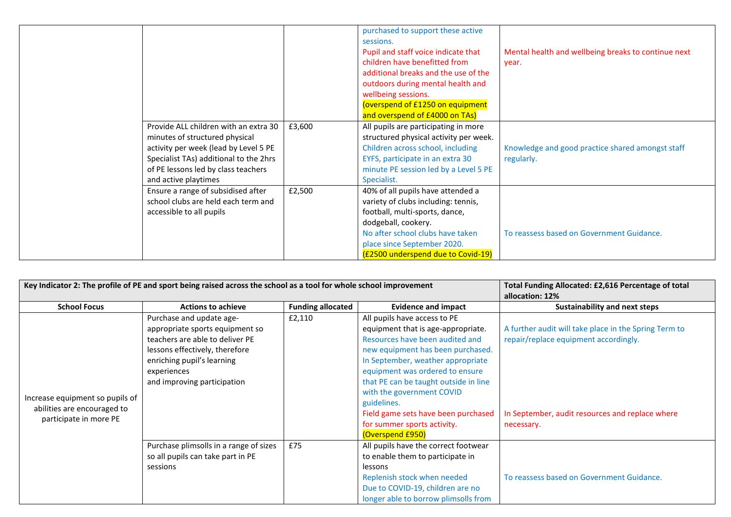| | | | | |
|---|---|---|---|---|
| | | | purchased to support these active sessions. Pupil and staff voice indicate that children have benefitted from additional breaks and the use of the outdoors during mental health and wellbeing sessions. (overspend of £1250 on equipment and overspend of £4000 on TAs) | Mental health and wellbeing breaks to continue next year. |
| | Provide ALL children with an extra 30 minutes of structured physical activity per week (lead by Level 5 PE Specialist TAs) additional to the 2hrs of PE lessons led by class teachers and active playtimes | £3,600 | All pupils are participating in more structured physical activity per week. Children across school, including EYFS, participate in an extra 30 minute PE session led by a Level 5 PE Specialist. | Knowledge and good practice shared amongst staff regularly. |
| | Ensure a range of subsidised after school clubs are held each term and accessible to all pupils | £2,500 | 40% of all pupils have attended a variety of clubs including: tennis, football, multi-sports, dance, dodgeball, cookery. No after school clubs have taken place since September 2020. (£2500 underspend due to Covid-19) | To reassess based on Government Guidance. |

| **Key Indicator 2: The profile of PE and sport being raised across the school as a tool for whole school improvement** | | | | **Total Funding Allocated: £2,616 Percentage of total allocation: 12%** |
|---|---|---|---|---|
| **School Focus** | **Actions to achieve** | **Funding allocated** | **Evidence and impact** | **Sustainability and next steps** |
| Increase equipment so pupils of abilities are encouraged to participate in more PE | Purchase and update age-appropriate sports equipment so teachers are able to deliver PE lessons effectively, therefore enriching pupil's learning experiences and improving participation | £2,110 | All pupils have access to PE equipment that is age-appropriate. Resources have been audited and new equipment has been purchased. In September, weather appropriate equipment was ordered to ensure that PE can be taught outside in line with the government COVID guidelines. Field game sets have been purchased for summer sports activity. (Overspend £950) | A further audit will take place in the Spring Term to repair/replace equipment accordingly. In September, audit resources and replace where necessary. |
| | Purchase plimsolls in a range of sizes so all pupils can take part in PE sessions | £75 | All pupils have the correct footwear to enable them to participate in lessons Replenish stock when needed Due to COVID-19, children are no longer able to borrow plimsolls from | To reassess based on Government Guidance. |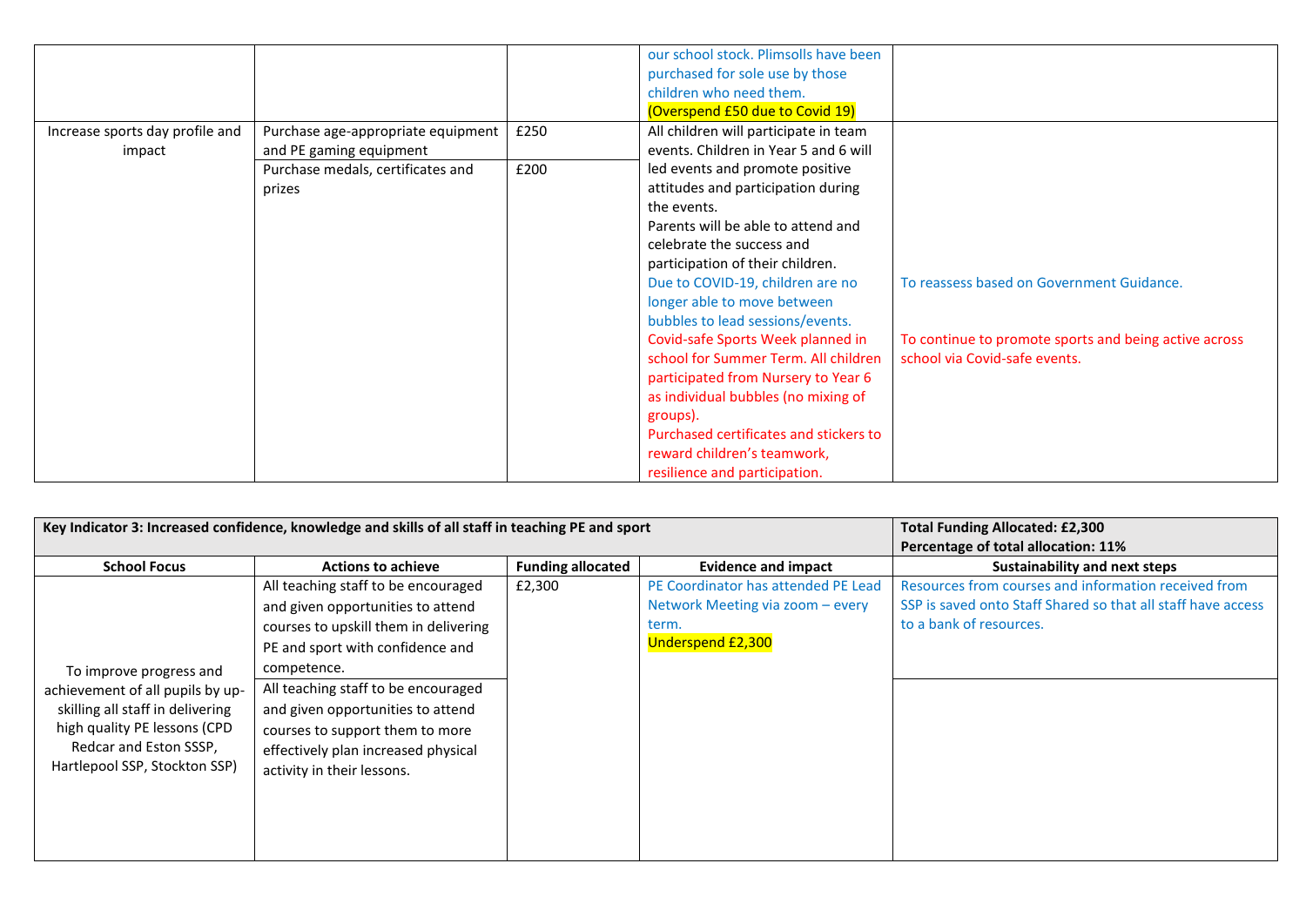| | | | | |
|---|---|---|---|---|
| | | | our school stock. Plimsolls have been purchased for sole use by those children who need them. (Overspend £50 due to Covid 19) | |
| Increase sports day profile and impact | Purchase age-appropriate equipment and PE gaming equipment | £250 | All children will participate in team events. Children in Year 5 and 6 will led events and promote positive attitudes and participation during the events. Parents will be able to attend and celebrate the success and participation of their children. Due to COVID-19, children are no longer able to move between bubbles to lead sessions/events. Covid-safe Sports Week planned in school for Summer Term. All children participated from Nursery to Year 6 as individual bubbles (no mixing of groups). Purchased certificates and stickers to reward children's teamwork, resilience and participation. | To reassess based on Government Guidance. To continue to promote sports and being active across school via Covid-safe events. |
| | Purchase medals, certificates and prizes | £200 | | |

| **Key Indicator 3: Increased confidence, knowledge and skills of all staff in teaching PE and sport** | | | | **Total Funding Allocated: £2,300** **Percentage of total allocation: 11%** |
|---|---|---|---|---|
| **School Focus** | **Actions to achieve** | **Funding allocated** | **Evidence and impact** | **Sustainability and next steps** |
| To improve progress and achievement of all pupils by up-skilling all staff in delivering high quality PE lessons (CPD Redcar and Eston SSSP, Hartlepool SSP, Stockton SSP) | All teaching staff to be encouraged and given opportunities to attend courses to upskill them in delivering PE and sport with confidence and competence. | £2,300 | PE Coordinator has attended PE Lead Network Meeting via zoom – every term. Underspend £2,300 | Resources from courses and information received from SSP is saved onto Staff Shared so that all staff have access to a bank of resources. |
| | All teaching staff to be encouraged and given opportunities to attend courses to support them to more effectively plan increased physical activity in their lessons. | | | |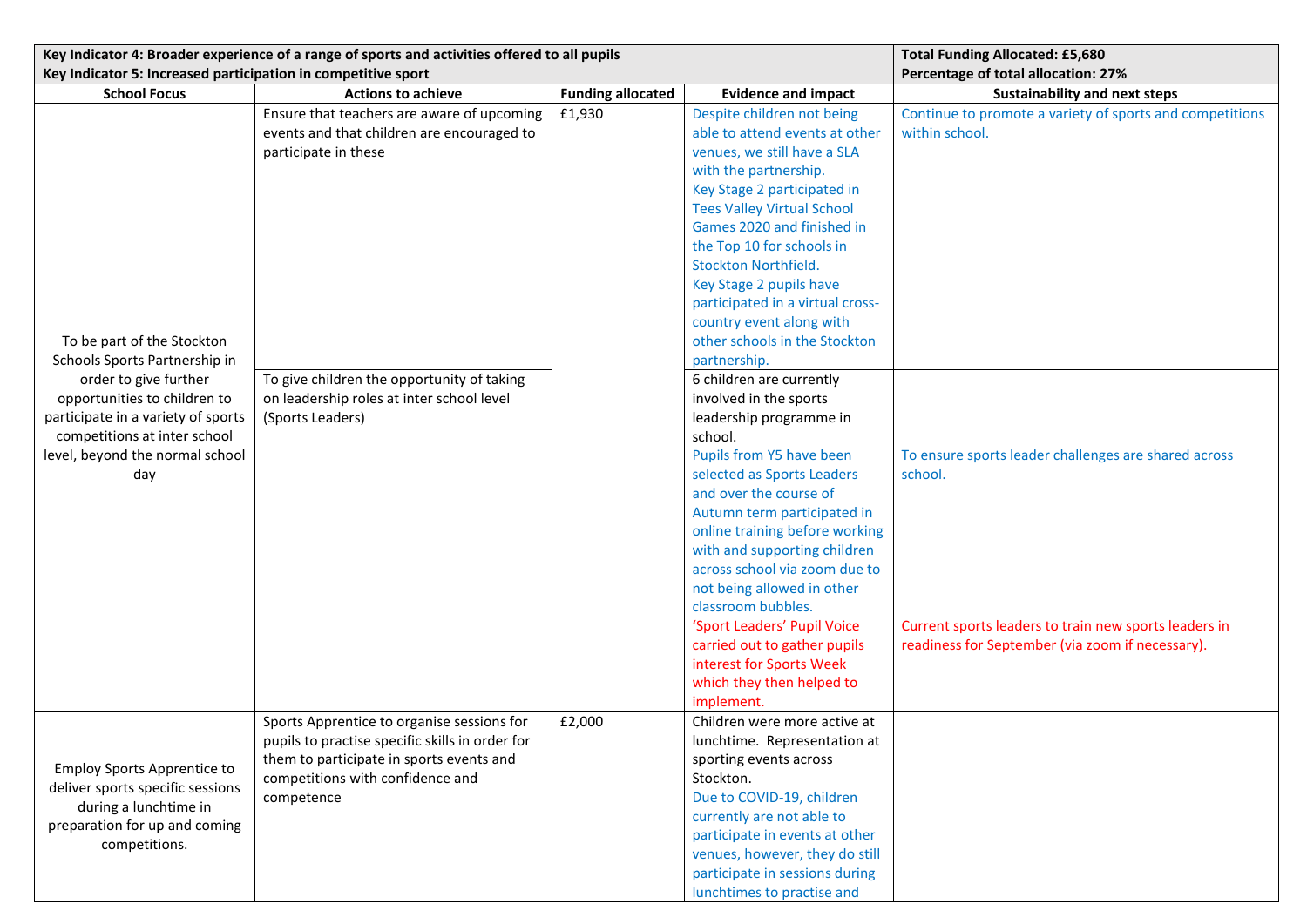| **Key Indicator 4: Broader experience of a range of sports and activities offered to all pupils**<br>**Key Indicator 5: Increased participation in competitive sport** | | | | **Total Funding Allocated: £5,680**<br>**Percentage of total allocation: 27%** |
|---|---|---|---|---|
| **School Focus** | **Actions to achieve** | **Funding allocated** | **Evidence and impact** | **Sustainability and next steps** |
| To be part of the Stockton Schools Sports Partnership in order to give further opportunities to children to participate in a variety of sports competitions at inter school level, beyond the normal school day | Ensure that teachers are aware of upcoming events and that children are encouraged to participate in these | £1,930 | Despite children not being able to attend events at other venues, we still have a SLA with the partnership.<br>Key Stage 2 participated in Tees Valley Virtual School Games 2020 and finished in the Top 10 for schools in Stockton Northfield.<br>Key Stage 2 pupils have participated in a virtual cross-country event along with other schools in the Stockton partnership. | Continue to promote a variety of sports and competitions within school. |
| | To give children the opportunity of taking on leadership roles at inter school level (Sports Leaders) | | 6 children are currently involved in the sports leadership programme in school.<br>Pupils from Y5 have been selected as Sports Leaders and over the course of Autumn term participated in online training before working with and supporting children across school via zoom due to not being allowed in other classroom bubbles.<br>'Sport Leaders' Pupil Voice carried out to gather pupils interest for Sports Week which they then helped to implement. | To ensure sports leader challenges are shared across school.<br>Current sports leaders to train new sports leaders in readiness for September (via zoom if necessary). |
| Employ Sports Apprentice to deliver sports specific sessions during a lunchtime in preparation for up and coming competitions. | Sports Apprentice to organise sessions for pupils to practise specific skills in order for them to participate in sports events and competitions with confidence and competence | £2,000 | Children were more active at lunchtime. Representation at sporting events across Stockton.<br>Due to COVID-19, children currently are not able to participate in events at other venues, however, they do still participate in sessions during lunchtimes to practise and | |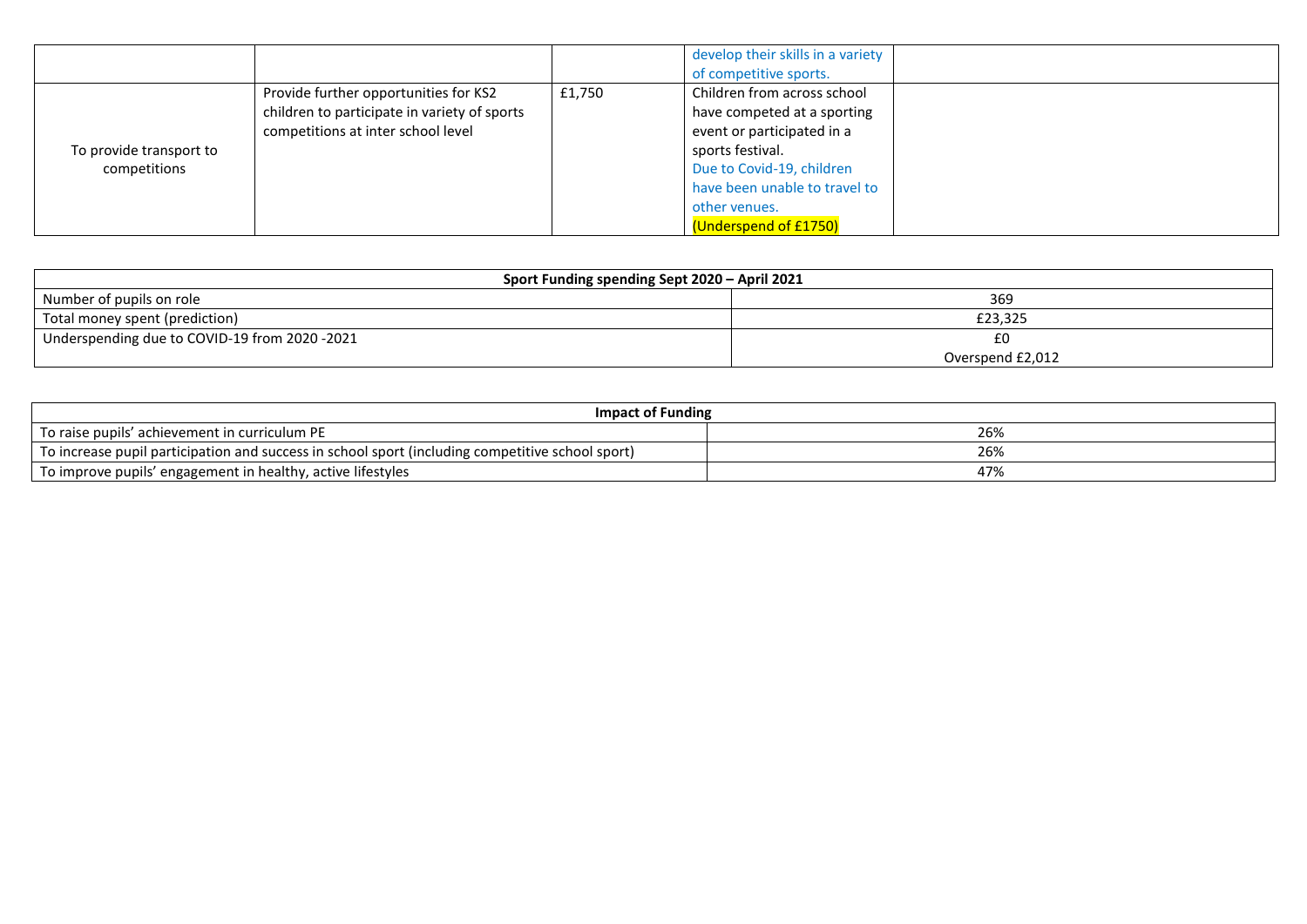| | | | | |
|---|---|---|---|---|
| | | | develop their skills in a variety of competitive sports. | |
| To provide transport to competitions | Provide further opportunities for KS2 children to participate in variety of sports competitions at inter school level | £1,750 | Children from across school have competed at a sporting event or participated in a sports festival. Due to Covid-19, children have been unable to travel to other venues. (Underspend of £1750) | |

| Sport Funding spending Sept 2020 – April 2021 | |
|---|---|
| Number of pupils on role | 369 |
| Total money spent (prediction) | £23,325 |
| Underspending due to COVID-19 from 2020 -2021 | £0<br>Overspend £2,012 |

| Impact of Funding | |
|---|---|
| To raise pupils' achievement in curriculum PE | 26% |
| To increase pupil participation and success in school sport (including competitive school sport) | 26% |
| To improve pupils' engagement in healthy, active lifestyles | 47% |